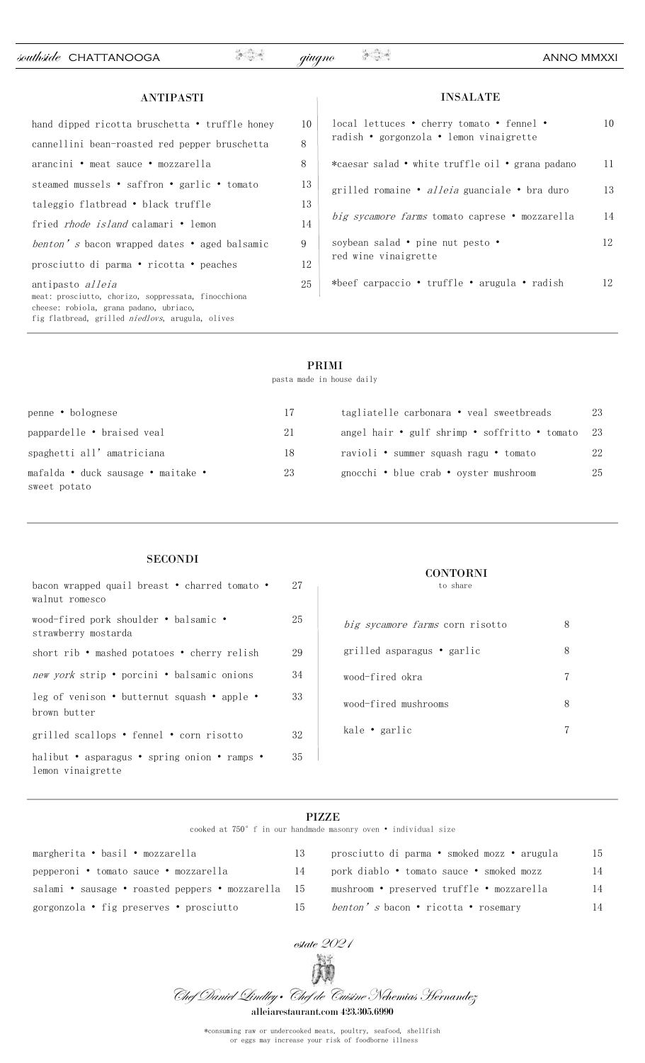*southside* CHATTANOOGA *giugno* ANNO MMXXI

## ANTIPASTI

| | |
|---|---|
| hand dipped ricotta bruschetta • truffle honey | 10 |
| cannellini bean-roasted red pepper bruschetta | 8 |
| arancini • meat sauce • mozzarella | 8 |
| steamed mussels • saffron • garlic • tomato | 13 |
| taleggio flatbread • black truffle | 13 |
| fried *rhode island* calamari • lemon | 14 |
| *benton's* bacon wrapped dates • aged balsamic | 9 |
| prosciutto di parma • ricotta • peaches | 12 |
| antipasto *alleia* meat: prosciutto, chorizo, soppressata, finocchiona cheese: robiola, grana padano, ubriaco, fig flatbread, grilled *niedlovs*, arugula, olives | 25 |

## INSALATE

| | |
|---|---|
| local lettuces • cherry tomato • fennel • radish • gorgonzola • lemon vinaigrette | 10 |
| *caesar salad • white truffle oil • grana padano | 11 |
| grilled romaine • *alleia* guanciale • bra duro | 13 |
| *big sycamore farms* tomato caprese • mozzarella | 14 |
| soybean salad • pine nut pesto • red wine vinaigrette | 12 |
| *beef carpaccio • truffle • arugula • radish | 12 |

## PRIMI

pasta made in house daily

| | |
|---|---|
| penne • bolognese | 17 |
| pappardelle • braised veal | 21 |
| spaghetti all'amatriciana | 18 |
| mafalda • duck sausage • maitake • sweet potato | 23 |
| tagliatelle carbonara • veal sweetbreads | 23 |
| angel hair • gulf shrimp • soffritto • tomato | 23 |
| ravioli • summer squash ragu • tomato | 22 |
| gnocchi • blue crab • oyster mushroom | 25 |

## SECONDI

| | |
|---|---|
| bacon wrapped quail breast • charred tomato • walnut romesco | 27 |
| wood-fired pork shoulder • balsamic • strawberry mostarda | 25 |
| short rib • mashed potatoes • cherry relish | 29 |
| *new york* strip • porcini • balsamic onions | 34 |
| leg of venison • butternut squash • apple • brown butter | 33 |
| grilled scallops • fennel • corn risotto | 32 |
| halibut • asparagus • spring onion • ramps • lemon vinaigrette | 35 |

## CONTORNI

to share

| | |
|---|---|
| *big sycamore farms* corn risotto | 8 |
| grilled asparagus • garlic | 8 |
| wood-fired okra | 7 |
| wood-fired mushrooms | 8 |
| kale • garlic | 7 |

## PIZZE

cooked at 750° f in our handmade masonry oven • individual size

| | |
|---|---|
| margherita • basil • mozzarella | 13 |
| pepperoni • tomato sauce • mozzarella | 14 |
| salami • sausage • roasted peppers • mozzarella | 15 |
| gorgonzola • fig preserves • prosciutto | 15 |
| prosciutto di parma • smoked mozz • arugula | 15 |
| pork diablo • tomato sauce • smoked mozz | 14 |
| mushroom • preserved truffle • mozzarella | 14 |
| *benton's* bacon • ricotta • rosemary | 14 |

*estate 2021*

*Chef Daniel Lindley • Chef de Cuisine Nehemias Hernandez*

**alleiarestaurant.com 423.305.6990**

*consuming raw or undercooked meats, poultry, seafood, shellfish or eggs may increase your risk of foodborne illness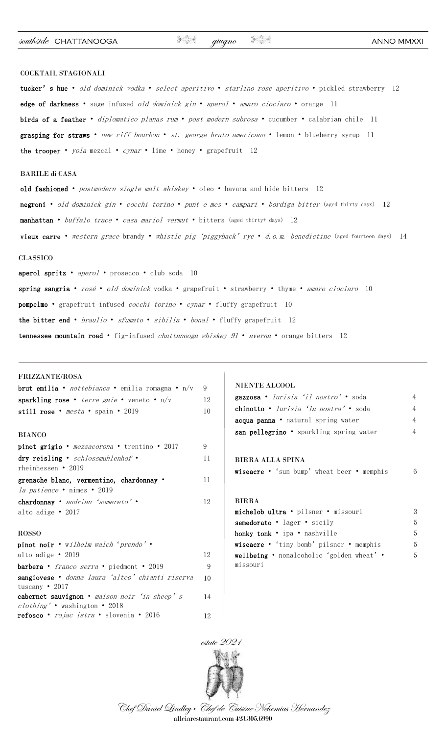*southside* CHATTANOOGA *giugno* ANNO MMXXI

## COCKTAIL STAGIONALI

**tucker's hue** • *old dominick vodka* • *select aperitivo* • *starlino rose aperitivo* • pickled strawberry 12

**edge of darkness** • sage infused *old dominick gin* • *aperol* • *amaro ciociaro* • orange 11

**birds of a feather** • *diplomatico planas rum* • *post modern subrosa* • cucumber • calabrian chile 11

**grasping for straws** • *new riff bourbon* • *st. george bruto americano* • lemon • blueberry syrup 11

**the trooper** • *yola* mezcal • *cynar* • lime • honey • grapefruit 12

## BARILE di CASA

**old fashioned** • *postmodern single malt whiskey* • oleo • havana and hide bitters 12

**negroni** • *old dominick gin* • *cocchi torino* • *punt e mes* • *campari* • *bordiga bitter* (aged thirty days) 12

**manhattan** • *buffalo trace* • *casa mariol vermut* • bitters (aged thirty+ days) 12

**vieux carre** • *western grace* brandy • *whistle pig 'piggyback' rye* • *d.o.m. benedictine* (aged fourteen days) 14

## CLASSICO

**aperol spritz** • *aperol* • prosecco • club soda 10

**spring sangria** • *rosé* • *old dominick* vodka • grapefruit • strawberry • thyme • *amaro ciociaro* 10

**pompelmo** • grapefruit-infused *cocchi torino* • *cynar* • fluffy grapefruit 10

**the bitter end** • *braulio* • *sfumato* • *sibilia* • *bonal* • fluffy grapefruit 12

**tennessee mountain road** • fig-infused *chattanooga whiskey 91* • *averna* • orange bitters 12

## FRIZZANTE/ROSA

**brut emilia** • *nottebianca* • emilia romagna • n/v 9

**sparkling rose** • *terre gaie* • veneto • n/v 12

**still rose** • *mesta* • spain • 2019 10

## BIANCO

**pinot grigio** • *mezzacorona* • trentino • 2017 9

**dry reisling** • *schlossmuhlenhof* • rheinhessen • 2019 11

**grenache blanc, vermentino, chardonnay** • *la patience* • nimes • 2019 11

**chardonnay** • *andrian 'somereto'* • alto adige • 2017 12

## ROSSO

**pinot noir** • *wilhelm walch 'prendo'* • alto adige • 2019 12

**barbera** • *franco serra* • piedmont • 2019 9

**sangiovese** • *donna laura 'alteo' chianti riserva* tuscany • 2017 10

**cabernet sauvignon** • *maison noir 'in sheep's clothing'* • washington • 2018 14

**refosco** • *rojac istra* • slovenia • 2016 12

## NIENTE ALCOOL

**gazzosa** • *lurisia 'il nostro'* • soda 4

**chinotto** • *lurisia 'la nostra'* • soda 4

**acqua panna** • natural spring water 4

**san pellegrino** • sparkling spring water 4

## BIRRA ALLA SPINA

**wiseacre** • 'sun bump' wheat beer • memphis 6

## BIRRA

**michelob ultra** • pilsner • missouri 3

**semedorato** • lager • sicily 5

**honky tonk** • ipa • nashville 5

**wiseacre** • 'tiny bomb' pilsner • memphis 5

**wellbeing** • nonalcoholic 'golden wheat' • missouri 5

*estate 2021*

*Chef Daniel Lindley • Chef de Cuisine Nehemias Hernandez*

alleiarestaurant.com 423.305.6990